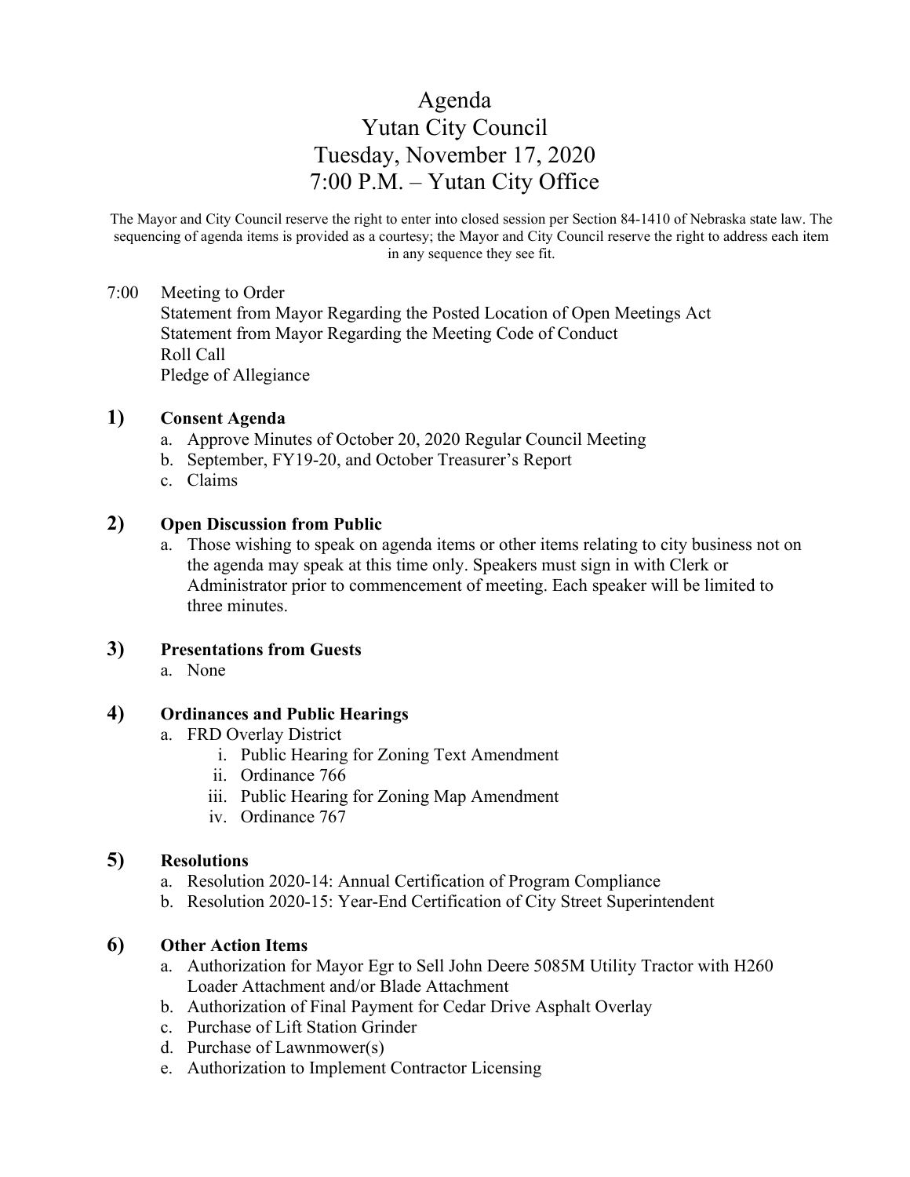# Agenda
# Yutan City Council
# Tuesday, November 17, 2020
# 7:00 P.M. – Yutan City Office

The Mayor and City Council reserve the right to enter into closed session per Section 84-1410 of Nebraska state law. The sequencing of agenda items is provided as a courtesy; the Mayor and City Council reserve the right to address each item in any sequence they see fit.

7:00 Meeting to Order
Statement from Mayor Regarding the Posted Location of Open Meetings Act
Statement from Mayor Regarding the Meeting Code of Conduct
Roll Call
Pledge of Allegiance

**1) Consent Agenda**

a. Approve Minutes of October 20, 2020 Regular Council Meeting
b. September, FY19-20, and October Treasurer's Report
c. Claims

**2) Open Discussion from Public**

a. Those wishing to speak on agenda items or other items relating to city business not on the agenda may speak at this time only. Speakers must sign in with Clerk or Administrator prior to commencement of meeting. Each speaker will be limited to three minutes.

**3) Presentations from Guests**

a. None

**4) Ordinances and Public Hearings**

a. FRD Overlay District
   i. Public Hearing for Zoning Text Amendment
   ii. Ordinance 766
   iii. Public Hearing for Zoning Map Amendment
   iv. Ordinance 767

**5) Resolutions**

a. Resolution 2020-14: Annual Certification of Program Compliance
b. Resolution 2020-15: Year-End Certification of City Street Superintendent

**6) Other Action Items**

a. Authorization for Mayor Egr to Sell John Deere 5085M Utility Tractor with H260 Loader Attachment and/or Blade Attachment
b. Authorization of Final Payment for Cedar Drive Asphalt Overlay
c. Purchase of Lift Station Grinder
d. Purchase of Lawnmower(s)
e. Authorization to Implement Contractor Licensing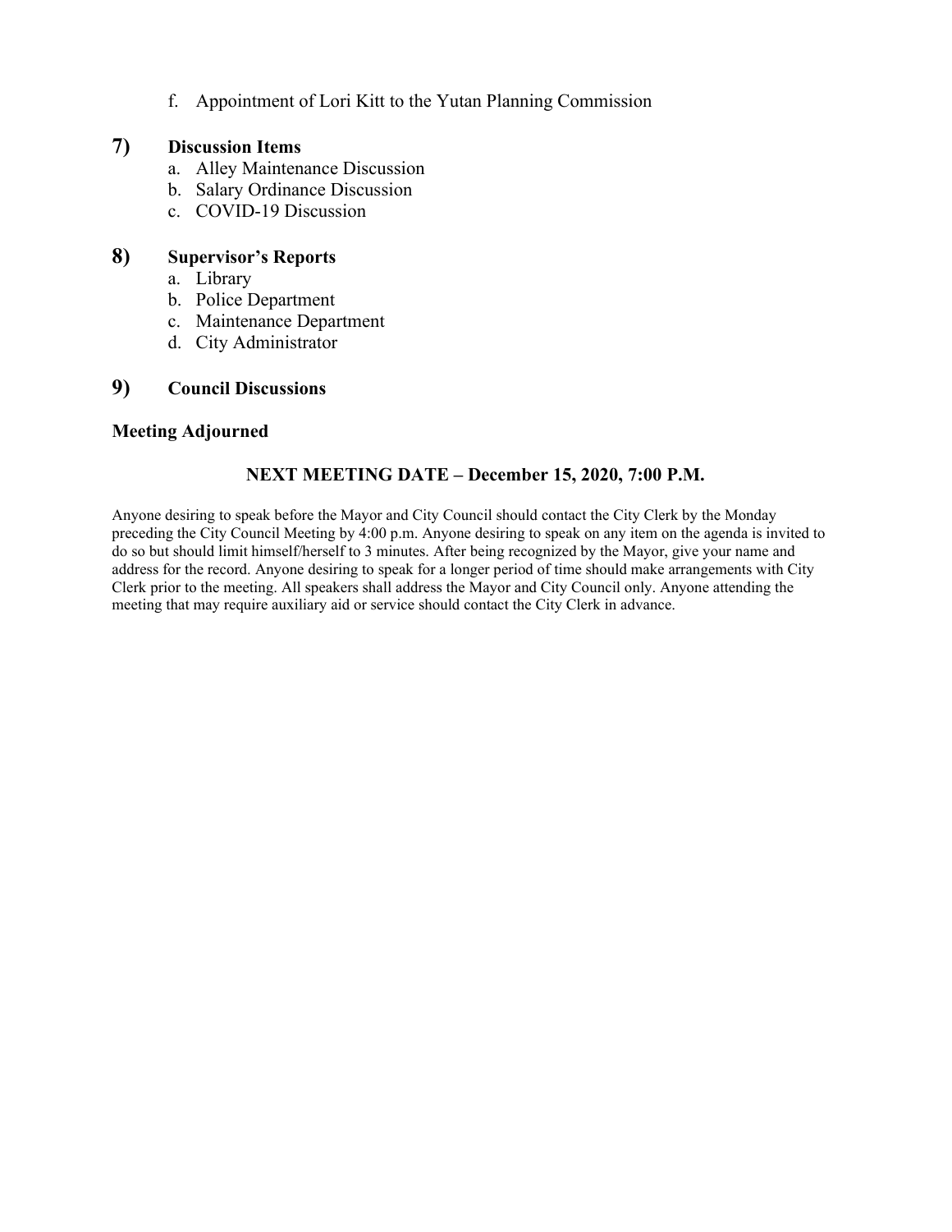f. Appointment of Lori Kitt to the Yutan Planning Commission

## 7) Discussion Items

a. Alley Maintenance Discussion
b. Salary Ordinance Discussion
c. COVID-19 Discussion

## 8) Supervisor's Reports

a. Library
b. Police Department
c. Maintenance Department
d. City Administrator

## 9) Council Discussions

**Meeting Adjourned**

**NEXT MEETING DATE – December 15, 2020, 7:00 P.M.**

Anyone desiring to speak before the Mayor and City Council should contact the City Clerk by the Monday preceding the City Council Meeting by 4:00 p.m. Anyone desiring to speak on any item on the agenda is invited to do so but should limit himself/herself to 3 minutes. After being recognized by the Mayor, give your name and address for the record. Anyone desiring to speak for a longer period of time should make arrangements with City Clerk prior to the meeting. All speakers shall address the Mayor and City Council only. Anyone attending the meeting that may require auxiliary aid or service should contact the City Clerk in advance.